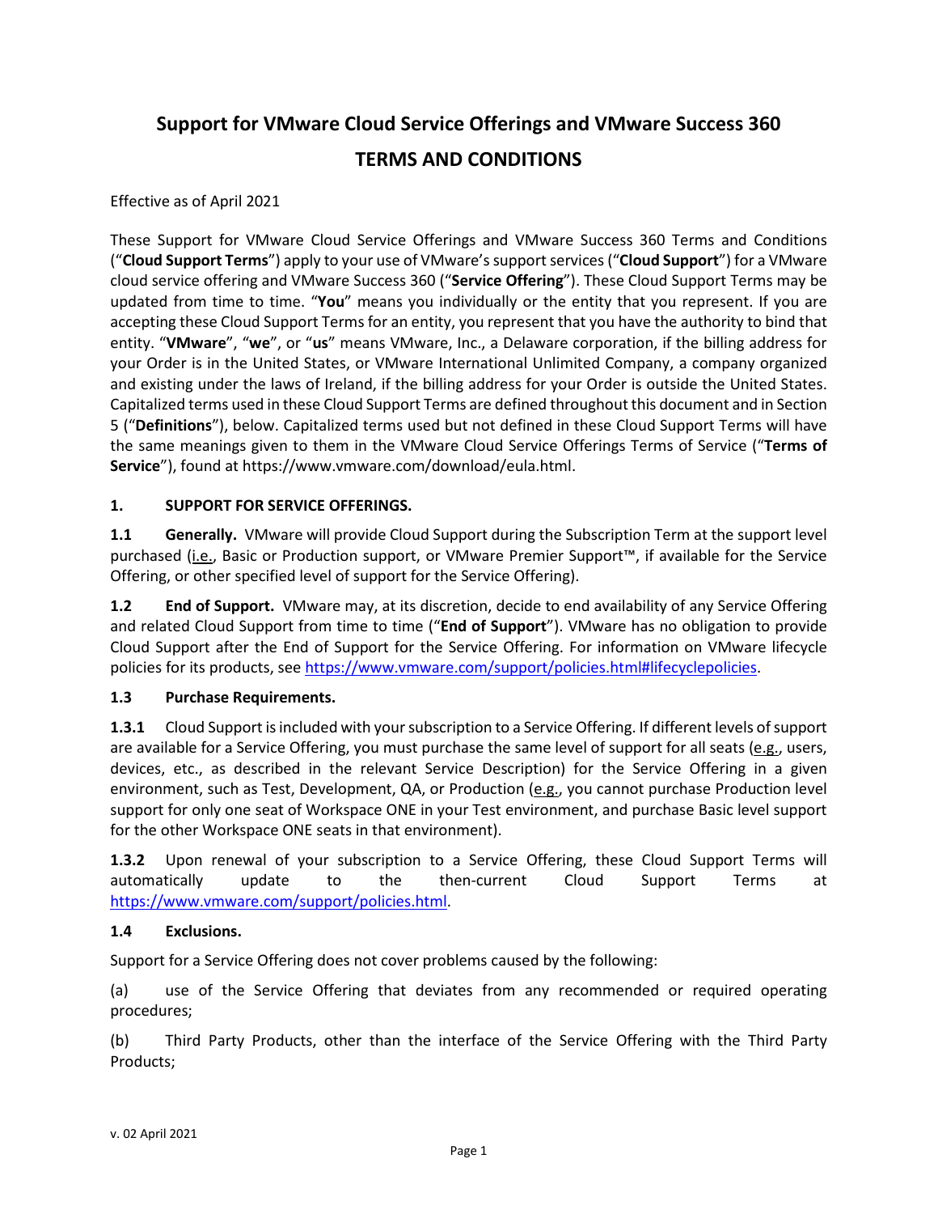# Support for VMware Cloud Service Offerings and VMware Success 360

# TERMS AND CONDITIONS

Effective as of April 2021

These Support for VMware Cloud Service Offerings and VMware Success 360 Terms and Conditions ("**Cloud Support Terms**") apply to your use of VMware's support services ("**Cloud Support**") for a VMware cloud service offering and VMware Success 360 ("**Service Offering**"). These Cloud Support Terms may be updated from time to time. "**You**" means you individually or the entity that you represent. If you are accepting these Cloud Support Terms for an entity, you represent that you have the authority to bind that entity. "**VMware**", "**we**", or "**us**" means VMware, Inc., a Delaware corporation, if the billing address for your Order is in the United States, or VMware International Unlimited Company, a company organized and existing under the laws of Ireland, if the billing address for your Order is outside the United States. Capitalized terms used in these Cloud Support Terms are defined throughout this document and in Section 5 ("**Definitions**"), below. Capitalized terms used but not defined in these Cloud Support Terms will have the same meanings given to them in the VMware Cloud Service Offerings Terms of Service ("**Terms of Service**"), found at https://www.vmware.com/download/eula.html.

## 1. SUPPORT FOR SERVICE OFFERINGS.

**1.1 Generally.** VMware will provide Cloud Support during the Subscription Term at the support level purchased (i.e., Basic or Production support, or VMware Premier Support™, if available for the Service Offering, or other specified level of support for the Service Offering).

**1.2 End of Support.** VMware may, at its discretion, decide to end availability of any Service Offering and related Cloud Support from time to time ("**End of Support**"). VMware has no obligation to provide Cloud Support after the End of Support for the Service Offering. For information on VMware lifecycle policies for its products, see https://www.vmware.com/support/policies.html#lifecyclepolicies.

**1.3 Purchase Requirements.**

**1.3.1** Cloud Support is included with your subscription to a Service Offering. If different levels of support are available for a Service Offering, you must purchase the same level of support for all seats (e.g., users, devices, etc., as described in the relevant Service Description) for the Service Offering in a given environment, such as Test, Development, QA, or Production (e.g., you cannot purchase Production level support for only one seat of Workspace ONE in your Test environment, and purchase Basic level support for the other Workspace ONE seats in that environment).

**1.3.2** Upon renewal of your subscription to a Service Offering, these Cloud Support Terms will automatically update to the then-current Cloud Support Terms at https://www.vmware.com/support/policies.html.

**1.4 Exclusions.**

Support for a Service Offering does not cover problems caused by the following:

(a) use of the Service Offering that deviates from any recommended or required operating procedures;

(b) Third Party Products, other than the interface of the Service Offering with the Third Party Products;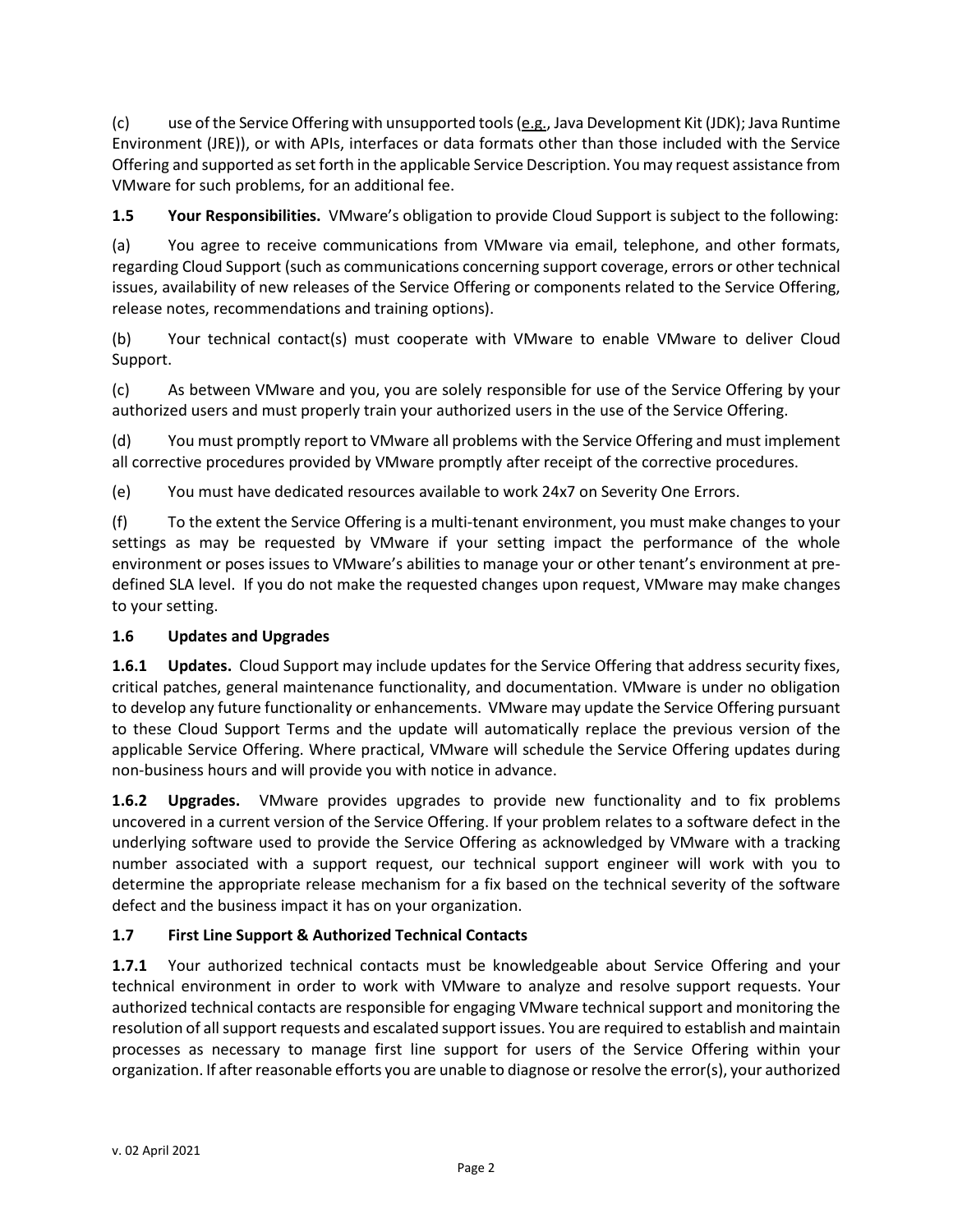(c) use of the Service Offering with unsupported tools (e.g., Java Development Kit (JDK); Java Runtime Environment (JRE)), or with APIs, interfaces or data formats other than those included with the Service Offering and supported as set forth in the applicable Service Description. You may request assistance from VMware for such problems, for an additional fee.

**1.5 Your Responsibilities.** VMware's obligation to provide Cloud Support is subject to the following:

(a) You agree to receive communications from VMware via email, telephone, and other formats, regarding Cloud Support (such as communications concerning support coverage, errors or other technical issues, availability of new releases of the Service Offering or components related to the Service Offering, release notes, recommendations and training options).

(b) Your technical contact(s) must cooperate with VMware to enable VMware to deliver Cloud Support.

(c) As between VMware and you, you are solely responsible for use of the Service Offering by your authorized users and must properly train your authorized users in the use of the Service Offering.

(d) You must promptly report to VMware all problems with the Service Offering and must implement all corrective procedures provided by VMware promptly after receipt of the corrective procedures.

(e) You must have dedicated resources available to work 24x7 on Severity One Errors.

(f) To the extent the Service Offering is a multi-tenant environment, you must make changes to your settings as may be requested by VMware if your setting impact the performance of the whole environment or poses issues to VMware's abilities to manage your or other tenant's environment at pre-defined SLA level. If you do not make the requested changes upon request, VMware may make changes to your setting.

**1.6 Updates and Upgrades**

**1.6.1 Updates.** Cloud Support may include updates for the Service Offering that address security fixes, critical patches, general maintenance functionality, and documentation. VMware is under no obligation to develop any future functionality or enhancements. VMware may update the Service Offering pursuant to these Cloud Support Terms and the update will automatically replace the previous version of the applicable Service Offering. Where practical, VMware will schedule the Service Offering updates during non-business hours and will provide you with notice in advance.

**1.6.2 Upgrades.** VMware provides upgrades to provide new functionality and to fix problems uncovered in a current version of the Service Offering. If your problem relates to a software defect in the underlying software used to provide the Service Offering as acknowledged by VMware with a tracking number associated with a support request, our technical support engineer will work with you to determine the appropriate release mechanism for a fix based on the technical severity of the software defect and the business impact it has on your organization.

**1.7 First Line Support & Authorized Technical Contacts**

**1.7.1** Your authorized technical contacts must be knowledgeable about Service Offering and your technical environment in order to work with VMware to analyze and resolve support requests. Your authorized technical contacts are responsible for engaging VMware technical support and monitoring the resolution of all support requests and escalated support issues. You are required to establish and maintain processes as necessary to manage first line support for users of the Service Offering within your organization. If after reasonable efforts you are unable to diagnose or resolve the error(s), your authorized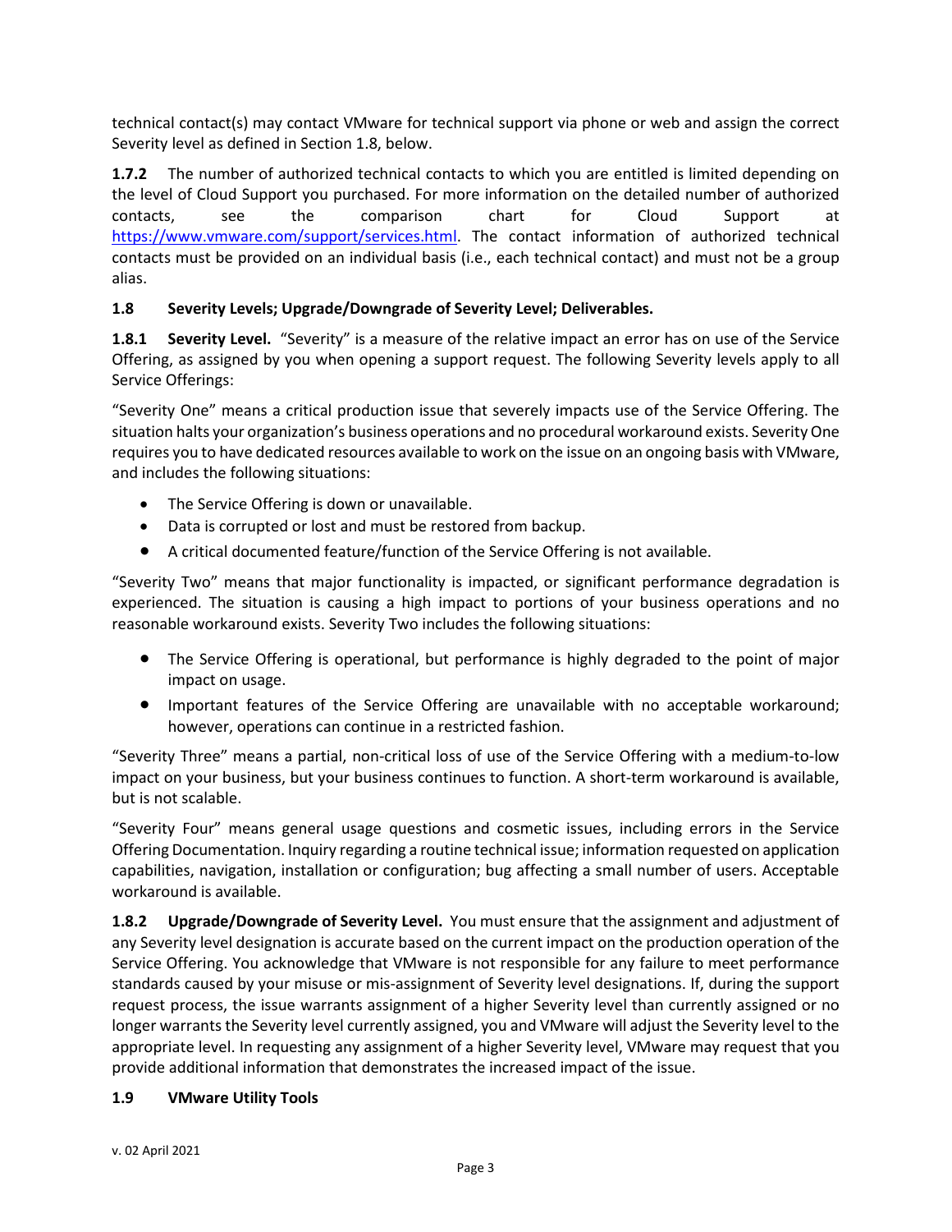technical contact(s) may contact VMware for technical support via phone or web and assign the correct Severity level as defined in Section 1.8, below.

**1.7.2** The number of authorized technical contacts to which you are entitled is limited depending on the level of Cloud Support you purchased. For more information on the detailed number of authorized contacts, see the comparison chart for Cloud Support at https://www.vmware.com/support/services.html. The contact information of authorized technical contacts must be provided on an individual basis (i.e., each technical contact) and must not be a group alias.

**1.8 Severity Levels; Upgrade/Downgrade of Severity Level; Deliverables.**

**1.8.1 Severity Level.** "Severity" is a measure of the relative impact an error has on use of the Service Offering, as assigned by you when opening a support request. The following Severity levels apply to all Service Offerings:

"Severity One" means a critical production issue that severely impacts use of the Service Offering. The situation halts your organization's business operations and no procedural workaround exists. Severity One requires you to have dedicated resources available to work on the issue on an ongoing basis with VMware, and includes the following situations:

- The Service Offering is down or unavailable.
- Data is corrupted or lost and must be restored from backup.
- A critical documented feature/function of the Service Offering is not available.

"Severity Two" means that major functionality is impacted, or significant performance degradation is experienced. The situation is causing a high impact to portions of your business operations and no reasonable workaround exists. Severity Two includes the following situations:

- The Service Offering is operational, but performance is highly degraded to the point of major impact on usage.
- Important features of the Service Offering are unavailable with no acceptable workaround; however, operations can continue in a restricted fashion.

"Severity Three" means a partial, non-critical loss of use of the Service Offering with a medium-to-low impact on your business, but your business continues to function. A short-term workaround is available, but is not scalable.

"Severity Four" means general usage questions and cosmetic issues, including errors in the Service Offering Documentation. Inquiry regarding a routine technical issue; information requested on application capabilities, navigation, installation or configuration; bug affecting a small number of users. Acceptable workaround is available.

**1.8.2 Upgrade/Downgrade of Severity Level.** You must ensure that the assignment and adjustment of any Severity level designation is accurate based on the current impact on the production operation of the Service Offering. You acknowledge that VMware is not responsible for any failure to meet performance standards caused by your misuse or mis-assignment of Severity level designations. If, during the support request process, the issue warrants assignment of a higher Severity level than currently assigned or no longer warrants the Severity level currently assigned, you and VMware will adjust the Severity level to the appropriate level. In requesting any assignment of a higher Severity level, VMware may request that you provide additional information that demonstrates the increased impact of the issue.

**1.9 VMware Utility Tools**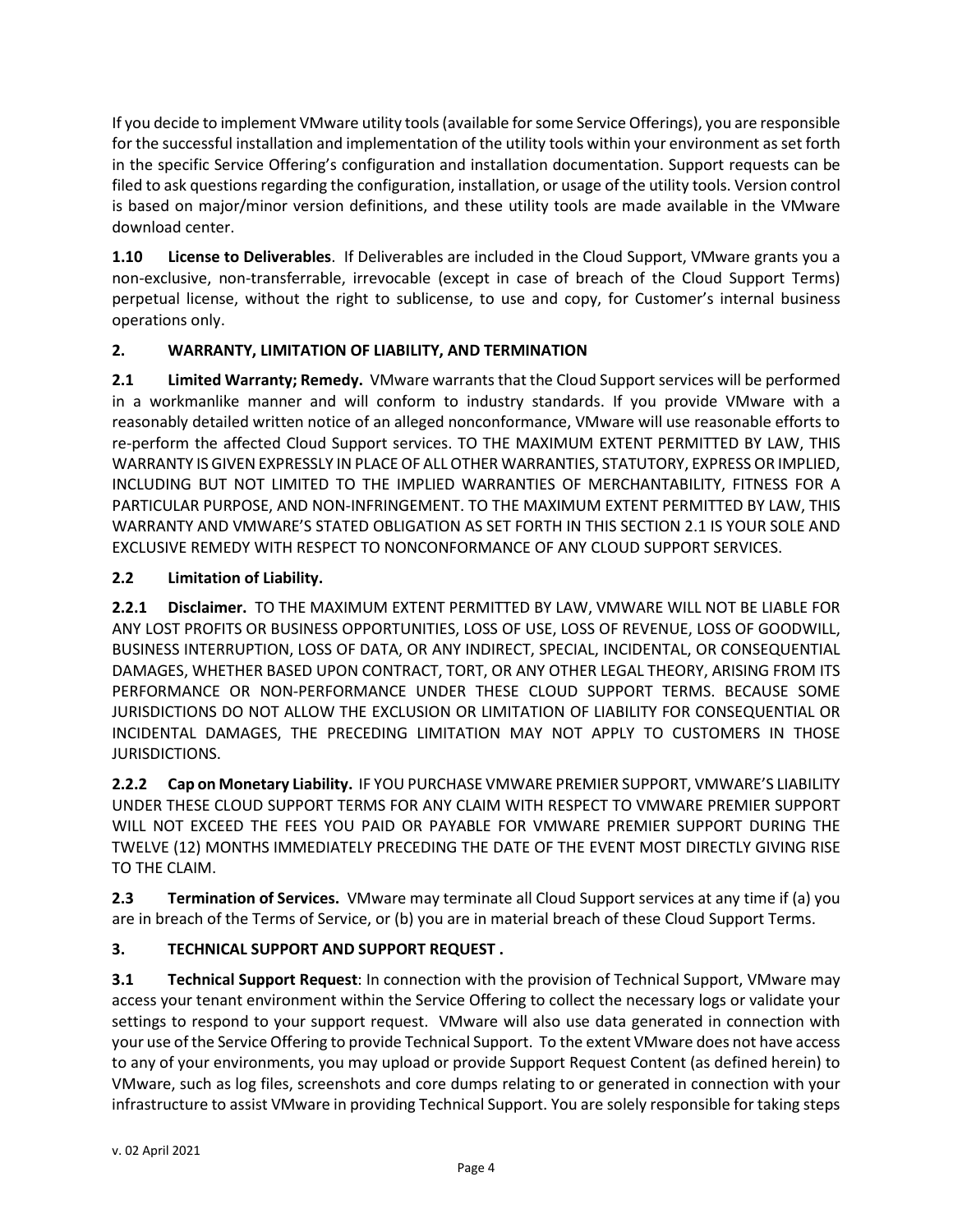If you decide to implement VMware utility tools (available for some Service Offerings), you are responsible for the successful installation and implementation of the utility tools within your environment as set forth in the specific Service Offering's configuration and installation documentation. Support requests can be filed to ask questions regarding the configuration, installation, or usage of the utility tools. Version control is based on major/minor version definitions, and these utility tools are made available in the VMware download center.

**1.10 License to Deliverables**. If Deliverables are included in the Cloud Support, VMware grants you a non-exclusive, non-transferrable, irrevocable (except in case of breach of the Cloud Support Terms) perpetual license, without the right to sublicense, to use and copy, for Customer's internal business operations only.

**2. WARRANTY, LIMITATION OF LIABILITY, AND TERMINATION**

**2.1 Limited Warranty; Remedy.** VMware warrants that the Cloud Support services will be performed in a workmanlike manner and will conform to industry standards. If you provide VMware with a reasonably detailed written notice of an alleged nonconformance, VMware will use reasonable efforts to re-perform the affected Cloud Support services. TO THE MAXIMUM EXTENT PERMITTED BY LAW, THIS WARRANTY IS GIVEN EXPRESSLY IN PLACE OF ALL OTHER WARRANTIES, STATUTORY, EXPRESS OR IMPLIED, INCLUDING BUT NOT LIMITED TO THE IMPLIED WARRANTIES OF MERCHANTABILITY, FITNESS FOR A PARTICULAR PURPOSE, AND NON-INFRINGEMENT. TO THE MAXIMUM EXTENT PERMITTED BY LAW, THIS WARRANTY AND VMWARE'S STATED OBLIGATION AS SET FORTH IN THIS SECTION 2.1 IS YOUR SOLE AND EXCLUSIVE REMEDY WITH RESPECT TO NONCONFORMANCE OF ANY CLOUD SUPPORT SERVICES.

**2.2 Limitation of Liability.**

**2.2.1 Disclaimer.** TO THE MAXIMUM EXTENT PERMITTED BY LAW, VMWARE WILL NOT BE LIABLE FOR ANY LOST PROFITS OR BUSINESS OPPORTUNITIES, LOSS OF USE, LOSS OF REVENUE, LOSS OF GOODWILL, BUSINESS INTERRUPTION, LOSS OF DATA, OR ANY INDIRECT, SPECIAL, INCIDENTAL, OR CONSEQUENTIAL DAMAGES, WHETHER BASED UPON CONTRACT, TORT, OR ANY OTHER LEGAL THEORY, ARISING FROM ITS PERFORMANCE OR NON-PERFORMANCE UNDER THESE CLOUD SUPPORT TERMS. BECAUSE SOME JURISDICTIONS DO NOT ALLOW THE EXCLUSION OR LIMITATION OF LIABILITY FOR CONSEQUENTIAL OR INCIDENTAL DAMAGES, THE PRECEDING LIMITATION MAY NOT APPLY TO CUSTOMERS IN THOSE JURISDICTIONS.

**2.2.2 Cap on Monetary Liability.** IF YOU PURCHASE VMWARE PREMIER SUPPORT, VMWARE'S LIABILITY UNDER THESE CLOUD SUPPORT TERMS FOR ANY CLAIM WITH RESPECT TO VMWARE PREMIER SUPPORT WILL NOT EXCEED THE FEES YOU PAID OR PAYABLE FOR VMWARE PREMIER SUPPORT DURING THE TWELVE (12) MONTHS IMMEDIATELY PRECEDING THE DATE OF THE EVENT MOST DIRECTLY GIVING RISE TO THE CLAIM.

**2.3 Termination of Services.** VMware may terminate all Cloud Support services at any time if (a) you are in breach of the Terms of Service, or (b) you are in material breach of these Cloud Support Terms.

**3. TECHNICAL SUPPORT AND SUPPORT REQUEST .**

**3.1 Technical Support Request**: In connection with the provision of Technical Support, VMware may access your tenant environment within the Service Offering to collect the necessary logs or validate your settings to respond to your support request. VMware will also use data generated in connection with your use of the Service Offering to provide Technical Support. To the extent VMware does not have access to any of your environments, you may upload or provide Support Request Content (as defined herein) to VMware, such as log files, screenshots and core dumps relating to or generated in connection with your infrastructure to assist VMware in providing Technical Support. You are solely responsible for taking steps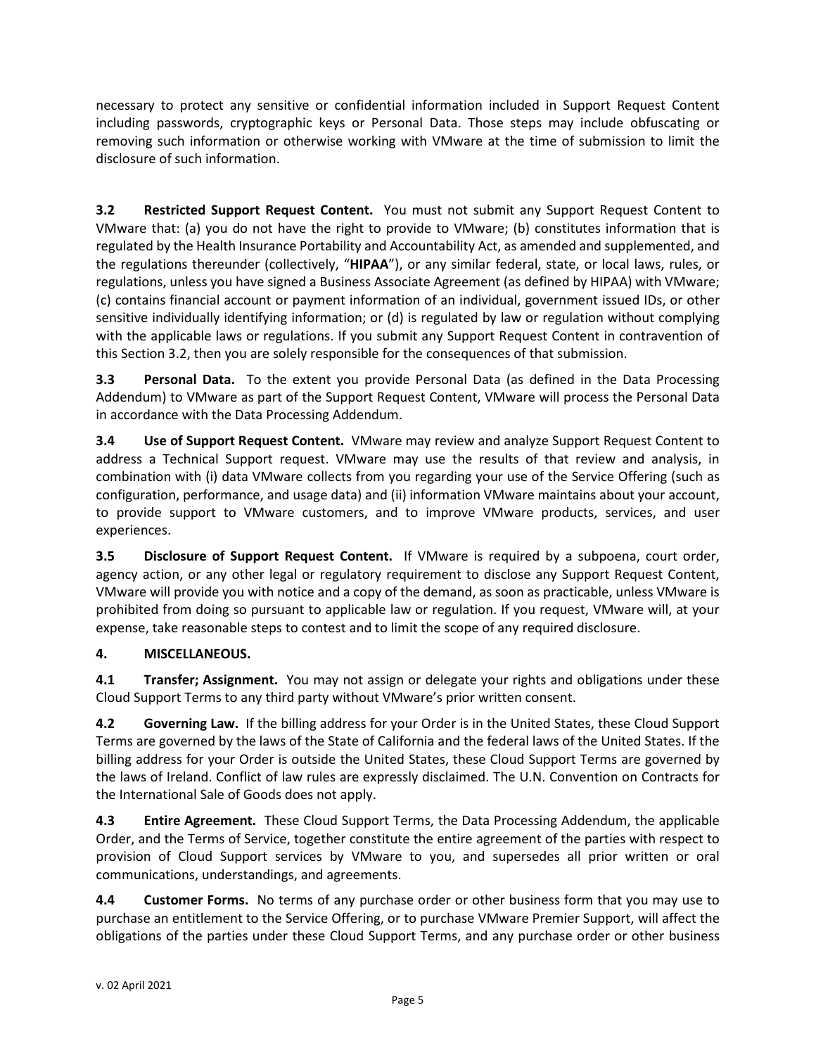necessary to protect any sensitive or confidential information included in Support Request Content including passwords, cryptographic keys or Personal Data. Those steps may include obfuscating or removing such information or otherwise working with VMware at the time of submission to limit the disclosure of such information.

**3.2 Restricted Support Request Content.** You must not submit any Support Request Content to VMware that: (a) you do not have the right to provide to VMware; (b) constitutes information that is regulated by the Health Insurance Portability and Accountability Act, as amended and supplemented, and the regulations thereunder (collectively, "**HIPAA**"), or any similar federal, state, or local laws, rules, or regulations, unless you have signed a Business Associate Agreement (as defined by HIPAA) with VMware; (c) contains financial account or payment information of an individual, government issued IDs, or other sensitive individually identifying information; or (d) is regulated by law or regulation without complying with the applicable laws or regulations. If you submit any Support Request Content in contravention of this Section 3.2, then you are solely responsible for the consequences of that submission.

**3.3 Personal Data.** To the extent you provide Personal Data (as defined in the Data Processing Addendum) to VMware as part of the Support Request Content, VMware will process the Personal Data in accordance with the Data Processing Addendum.

**3.4 Use of Support Request Content.** VMware may review and analyze Support Request Content to address a Technical Support request. VMware may use the results of that review and analysis, in combination with (i) data VMware collects from you regarding your use of the Service Offering (such as configuration, performance, and usage data) and (ii) information VMware maintains about your account, to provide support to VMware customers, and to improve VMware products, services, and user experiences.

**3.5 Disclosure of Support Request Content.** If VMware is required by a subpoena, court order, agency action, or any other legal or regulatory requirement to disclose any Support Request Content, VMware will provide you with notice and a copy of the demand, as soon as practicable, unless VMware is prohibited from doing so pursuant to applicable law or regulation. If you request, VMware will, at your expense, take reasonable steps to contest and to limit the scope of any required disclosure.

**4. MISCELLANEOUS.**

**4.1 Transfer; Assignment.** You may not assign or delegate your rights and obligations under these Cloud Support Terms to any third party without VMware's prior written consent.

**4.2 Governing Law.** If the billing address for your Order is in the United States, these Cloud Support Terms are governed by the laws of the State of California and the federal laws of the United States. If the billing address for your Order is outside the United States, these Cloud Support Terms are governed by the laws of Ireland. Conflict of law rules are expressly disclaimed. The U.N. Convention on Contracts for the International Sale of Goods does not apply.

**4.3 Entire Agreement.** These Cloud Support Terms, the Data Processing Addendum, the applicable Order, and the Terms of Service, together constitute the entire agreement of the parties with respect to provision of Cloud Support services by VMware to you, and supersedes all prior written or oral communications, understandings, and agreements.

**4.4 Customer Forms.** No terms of any purchase order or other business form that you may use to purchase an entitlement to the Service Offering, or to purchase VMware Premier Support, will affect the obligations of the parties under these Cloud Support Terms, and any purchase order or other business

v. 02 April 2021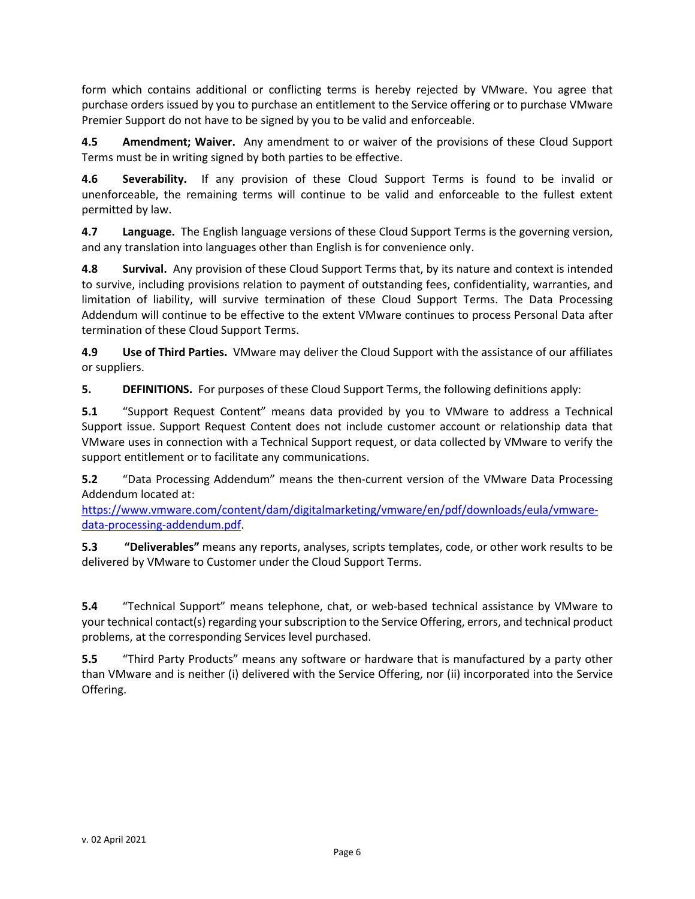form which contains additional or conflicting terms is hereby rejected by VMware. You agree that purchase orders issued by you to purchase an entitlement to the Service offering or to purchase VMware Premier Support do not have to be signed by you to be valid and enforceable.

**4.5 Amendment; Waiver.** Any amendment to or waiver of the provisions of these Cloud Support Terms must be in writing signed by both parties to be effective.

**4.6 Severability.** If any provision of these Cloud Support Terms is found to be invalid or unenforceable, the remaining terms will continue to be valid and enforceable to the fullest extent permitted by law.

**4.7 Language.** The English language versions of these Cloud Support Terms is the governing version, and any translation into languages other than English is for convenience only.

**4.8 Survival.** Any provision of these Cloud Support Terms that, by its nature and context is intended to survive, including provisions relation to payment of outstanding fees, confidentiality, warranties, and limitation of liability, will survive termination of these Cloud Support Terms. The Data Processing Addendum will continue to be effective to the extent VMware continues to process Personal Data after termination of these Cloud Support Terms.

**4.9 Use of Third Parties.** VMware may deliver the Cloud Support with the assistance of our affiliates or suppliers.

**5. DEFINITIONS.** For purposes of these Cloud Support Terms, the following definitions apply:

**5.1** "Support Request Content" means data provided by you to VMware to address a Technical Support issue. Support Request Content does not include customer account or relationship data that VMware uses in connection with a Technical Support request, or data collected by VMware to verify the support entitlement or to facilitate any communications.

**5.2** "Data Processing Addendum" means the then-current version of the VMware Data Processing Addendum located at: [https://www.vmware.com/content/dam/digitalmarketing/vmware/en/pdf/downloads/eula/vmware-data-processing-addendum.pdf](https://www.vmware.com/content/dam/digitalmarketing/vmware/en/pdf/downloads/eula/vmware-data-processing-addendum.pdf).

**5.3** **"Deliverables"** means any reports, analyses, scripts templates, code, or other work results to be delivered by VMware to Customer under the Cloud Support Terms.

**5.4** "Technical Support" means telephone, chat, or web-based technical assistance by VMware to your technical contact(s) regarding your subscription to the Service Offering, errors, and technical product problems, at the corresponding Services level purchased.

**5.5** "Third Party Products" means any software or hardware that is manufactured by a party other than VMware and is neither (i) delivered with the Service Offering, nor (ii) incorporated into the Service Offering.

v. 02 April 2021